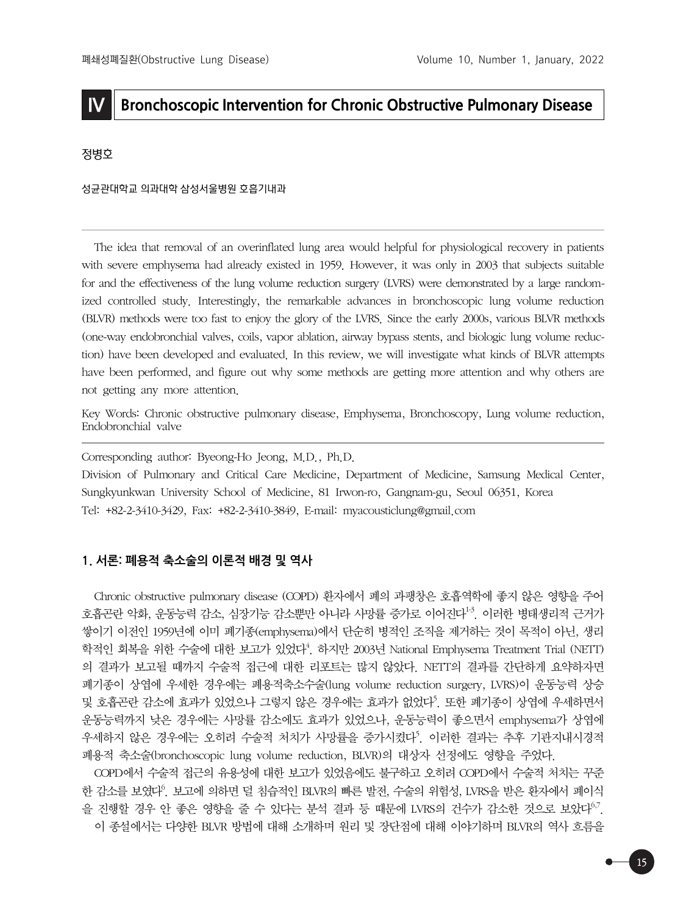# IV Bronchoscopic Intervention for Chronic Obstructive Pulmonary Disease

**정병호**

성균관대학교 의과대학 삼성서울병원 호흡기내과

The idea that removal of an overinflated lung area would helpful for physiological recovery in patients with severe emphysema had already existed in 1959. However, it was only in 2003 that subjects suitable for and the effectiveness of the lung volume reduction surgery (LVRS) were demonstrated by a large randomized controlled study. Interestingly, the remarkable advances in bronchoscopic lung volume reduction (BLVR) methods were too fast to enjoy the glory of the LVRS. Since the early 2000s, various BLVR methods (one-way endobronchial valves, coils, vapor ablation, airway bypass stents, and biologic lung volume reduction) have been developed and evaluated. In this review, we will investigate what kinds of BLVR attempts have been performed, and figure out why some methods are getting more attention and why others are not getting any more attention.

Key Words: Chronic obstructive pulmonary disease, Emphysema, Bronchoscopy, Lung volume reduction, Endobronchial valve

Corresponding author: Byeong-Ho Jeong, M.D., Ph.D.
Division of Pulmonary and Critical Care Medicine, Department of Medicine, Samsung Medical Center, Sungkyunkwan University School of Medicine, 81 Irwon-ro, Gangnam-gu, Seoul 06351, Korea
Tel: +82-2-3410-3429, Fax: +82-2-3410-3849, E-mail: myacousticlung@gmail.com

## 1. 서론: 폐용적 축소술의 이론적 배경 및 역사

Chronic obstructive pulmonary disease (COPD) 환자에서 폐의 과팽창은 호흡역학에 좋지 않은 영향을 주어 호흡곤란 악화, 운동능력 감소, 심장기능 감소뿐만 아니라 사망률 증가로 이어진다[1-3]. 이러한 병태생리적 근거가 쌓이기 이전인 1959년에 이미 폐기종(emphysema)에서 단순히 병적인 조직을 제거하는 것이 목적이 아닌, 생리학적인 회복을 위한 수술에 대한 보고가 있었다[4]. 하지만 2003년 National Emphysema Treatment Trial (NETT)의 결과가 보고될 때까지 수술적 접근에 대한 리포트는 많지 않았다. NETT의 결과를 간단하게 요약하자면 폐기종이 상엽에 우세한 경우에는 폐용적축소수술(lung volume reduction surgery, LVRS)이 운동능력 상승 및 호흡곤란 감소에 효과가 있었으나 그렇지 않은 경우에는 효과가 없었다[5]. 또한 폐기종이 상엽에 우세하면서 운동능력까지 낮은 경우에는 사망률 감소에도 효과가 있었으나, 운동능력이 좋으면서 emphysema가 상엽에 우세하지 않은 경우에는 오히려 수술적 처치가 사망률을 증가시켰다[5]. 이러한 결과는 추후 기관지내시경적 폐용적 축소술(bronchoscopic lung volume reduction, BLVR)의 대상자 선정에도 영향을 주었다.

COPD에서 수술적 접근의 유용성에 대한 보고가 있었음에도 불구하고 오히려 COPD에서 수술적 처치는 꾸준한 감소를 보였다[6]. 보고에 의하면 덜 침습적인 BLVR의 빠른 발전, 수술의 위험성, LVRS을 받은 환자에서 폐이식을 진행할 경우 안 좋은 영향을 줄 수 있다는 분석 결과 등 때문에 LVRS의 건수가 감소한 것으로 보았다[6,7].

이 종설에서는 다양한 BLVR 방법에 대해 소개하며 원리 및 장단점에 대해 이야기하며 BLVR의 역사 흐름을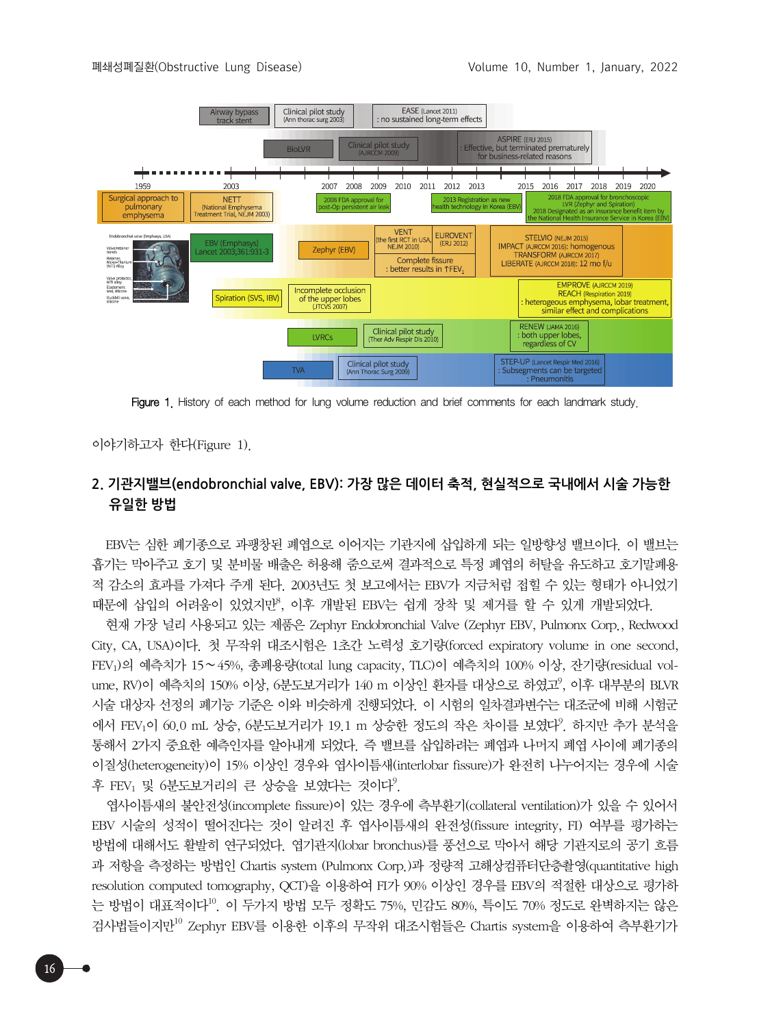Figure 1. History of each method for lung volume reduction and brief comments for each landmark study.

이야기하고자 한다(Figure 1).

## 2. 기관지밸브(endobronchial valve, EBV): 가장 많은 데이터 축적, 현실적으로 국내에서 시술 가능한 유일한 방법

EBV는 심한 폐기종으로 과팽창된 폐엽으로 이어지는 기관지에 삽입하게 되는 일방향성 밸브이다. 이 밸브는 흡기는 막아주고 호기 및 분비물 배출은 허용해 줌으로써 결과적으로 특정 폐엽의 허탈을 유도하고 호기말폐용적 감소의 효과를 가져다 주게 된다. 2003년도 첫 보고에서는 EBV가 지금처럼 접힐 수 있는 형태가 아니었기 때문에 삽입의 어려움이 있었지만[8], 이후 개발된 EBV는 쉽게 장착 및 제거를 할 수 있게 개발되었다.

현재 가장 널리 사용되고 있는 제품은 Zephyr Endobronchial Valve (Zephyr EBV, Pulmonx Corp., Redwood City, CA, USA)이다. 첫 무작위 대조시험은 1초간 노력성 호기량(forced expiratory volume in one second, $FEV_1$)의 예측치가 15~45%, 총폐용량(total lung capacity, TLC)이 예측치의 100% 이상, 잔기량(residual volume, RV)이 예측치의 150% 이상, 6분도보거리가 140 m 이상인 환자를 대상으로 하였고[9], 이후 대부분의 BLVR 시술 대상자 선정의 폐기능 기준은 이와 비슷하게 진행되었다. 이 시험의 일차결과변수는 대조군에 비해 시험군에서 $FEV_1$이 60.0 mL 상승, 6분도보거리가 19.1 m 상승한 정도의 작은 차이를 보였다[9]. 하지만 추가 분석을 통해서 2가지 중요한 예측인자를 알아내게 되었다. 즉 밸브를 삽입하려는 폐엽과 나머지 폐엽 사이에 폐기종의 이질성(heterogeneity)이 15% 이상인 경우와 엽사이틈새(interlobar fissure)가 완전히 나누어지는 경우에 시술 후 $FEV_1$ 및 6분도보거리의 큰 상승을 보였다는 것이다[9].

엽사이틈새의 불안전성(incomplete fissure)이 있는 경우에 측부환기(collateral ventilation)가 있을 수 있어서 EBV 시술의 성적이 떨어진다는 것이 알려진 후 엽사이틈새의 완전성(fissure integrity, FI) 여부를 평가하는 방법에 대해서도 활발히 연구되었다. 엽기관지(lobar bronchus)를 풍선으로 막아서 해당 기관지로의 공기 흐름과 저항을 측정하는 방법인 Chartis system (Pulmonx Corp.)과 정량적 고해상컴퓨터단층촬영(quantitative high resolution computed tomography, QCT)을 이용하여 FI가 90% 이상인 경우를 EBV의 적절한 대상으로 평가하는 방법이 대표적이다[10]. 이 두가지 방법 모두 정확도 75%, 민감도 80%, 특이도 70% 정도로 완벽하지는 않은 검사법들이지만[10] Zephyr EBV를 이용한 이후의 무작위 대조시험들은 Chartis system을 이용하여 측부환기가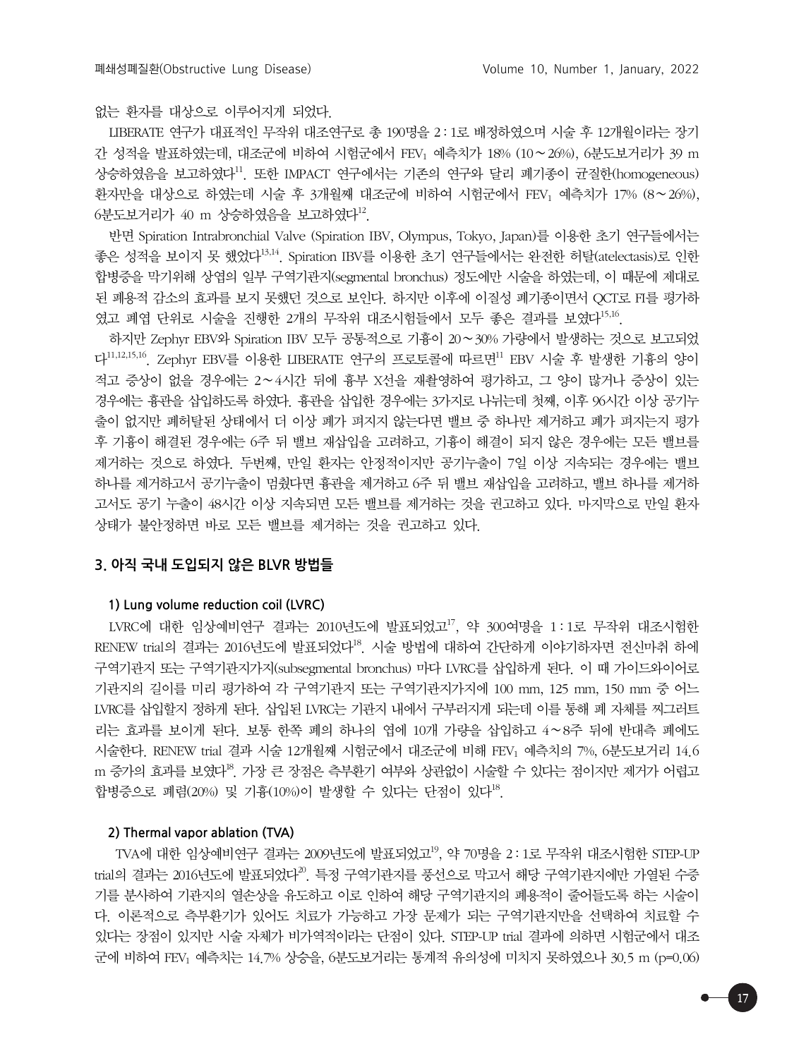없는 환자를 대상으로 이루어지게 되었다.

LIBERATE 연구가 대표적인 무작위 대조연구로 총 190명을 2 : 1로 배정하였으며 시술 후 12개월이라는 장기간 성적을 발표하였는데, 대조군에 비하여 시험군에서 $FEV_1$ 예측치가 18% (10∼26%), 6분도보거리가 39 m 상승하였음을 보고하였다[11]. 또한 IMPACT 연구에서는 기존의 연구와 달리 폐기종이 균질한(homogeneous) 환자만을 대상으로 하였는데 시술 후 3개월째 대조군에 비하여 시험군에서 $FEV_1$ 예측치가 17% (8∼26%), 6분도보거리가 40 m 상승하였음을 보고하였다[12].

반면 Spiration Intrabronchial Valve (Spiration IBV, Olympus, Tokyo, Japan)를 이용한 초기 연구들에서는 좋은 성적을 보이지 못 했었다[13,14]. Spiration IBV를 이용한 초기 연구들에서는 완전한 허탈(atelectasis)로 인한 합병증을 막기위해 상엽의 일부 구역기관지(segmental bronchus) 정도에만 시술을 하였는데, 이 때문에 제대로 된 폐용적 감소의 효과를 보지 못했던 것으로 보인다. 하지만 이후에 이질성 폐기종이면서 QCT로 FI를 평가하였고 폐엽 단위로 시술을 진행한 2개의 무작위 대조시험들에서 모두 좋은 결과를 보였다[15,16].

하지만 Zephyr EBV와 Spiration IBV 모두 공통적으로 기흉이 20∼30% 가량에서 발생하는 것으로 보고되었다[11,12,15,16]. Zephyr EBV를 이용한 LIBERATE 연구의 프로토콜에 따르면[11] EBV 시술 후 발생한 기흉의 양이 적고 증상이 없을 경우에는 2∼4시간 뒤에 흉부 X선을 재촬영하여 평가하고, 그 양이 많거나 증상이 있는 경우에는 흉관을 삽입하도록 하였다. 흉관을 삽입한 경우에는 3가지로 나뉘는데 첫째, 이후 96시간 이상 공기누출이 없지만 폐허탈된 상태에서 더 이상 폐가 펴지지 않는다면 밸브 중 하나만 제거하고 폐가 펴지는지 평가 후 기흉이 해결된 경우에는 6주 뒤 밸브 재삽입을 고려하고, 기흉이 해결이 되지 않은 경우에는 모든 밸브를 제거하는 것으로 하였다. 두번째, 만일 환자는 안정적이지만 공기누출이 7일 이상 지속되는 경우에는 밸브 하나를 제거하고서 공기누출이 멈췄다면 흉관을 제거하고 6주 뒤 밸브 재삽입을 고려하고, 밸브 하나를 제거하고서도 공기 누출이 48시간 이상 지속되면 모든 밸브를 제거하는 것을 권고하고 있다. 마지막으로 만일 환자 상태가 불안정하면 바로 모든 밸브를 제거하는 것을 권고하고 있다.

## 3. 아직 국내 도입되지 않은 BLVR 방법들

### 1) Lung volume reduction coil (LVRC)

LVRC에 대한 임상예비연구 결과는 2010년도에 발표되었고[17], 약 300여명을 1 : 1로 무작위 대조시험한 RENEW trial의 결과는 2016년도에 발표되었다[18]. 시술 방법에 대하여 간단하게 이야기하자면 전신마취 하에 구역기관지 또는 구역기관지가지(subsegmental bronchus) 마다 LVRC를 삽입하게 된다. 이 때 가이드와이어로 기관지의 길이를 미리 평가하여 각 구역기관지 또는 구역기관지가지에 100 mm, 125 mm, 150 mm 중 어느 LVRC를 삽입할지 정하게 된다. 삽입된 LVRC는 기관지 내에서 구부러지게 되는데 이를 통해 폐 자체를 찌그러트리는 효과를 보이게 된다. 보통 한쪽 폐의 하나의 엽에 10개 가량을 삽입하고 4∼8주 뒤에 반대측 폐에도 시술한다. RENEW trial 결과 시술 12개월째 시험군에서 대조군에 비해 $FEV_1$ 예측치의 7%, 6분도보거리 14.6 m 증가의 효과를 보였다[18]. 가장 큰 장점은 측부환기 여부와 상관없이 시술할 수 있다는 점이지만 제거가 어렵고 합병증으로 폐렴(20%) 및 기흉(10%)이 발생할 수 있다는 단점이 있다[18].

### 2) Thermal vapor ablation (TVA)

TVA에 대한 임상예비연구 결과는 2009년도에 발표되었고[19], 약 70명을 2 : 1로 무작위 대조시험한 STEP-UP trial의 결과는 2016년도에 발표되었다[20]. 특정 구역기관지를 풍선으로 막고서 해당 구역기관지에만 가열된 수증기를 분사하여 기관지의 열손상을 유도하고 이로 인하여 해당 구역기관지의 폐용적이 줄어들도록 하는 시술이다. 이론적으로 측부환기가 있어도 치료가 가능하고 가장 문제가 되는 구역기관지만을 선택하여 치료할 수 있다는 장점이 있지만 시술 자체가 비가역적이라는 단점이 있다. STEP-UP trial 결과에 의하면 시험군에서 대조군에 비하여 $FEV_1$ 예측치는 14.7% 상승을, 6분도보거리는 통계적 유의성에 미치지 못하였으나 30.5 m ($p$=0.06)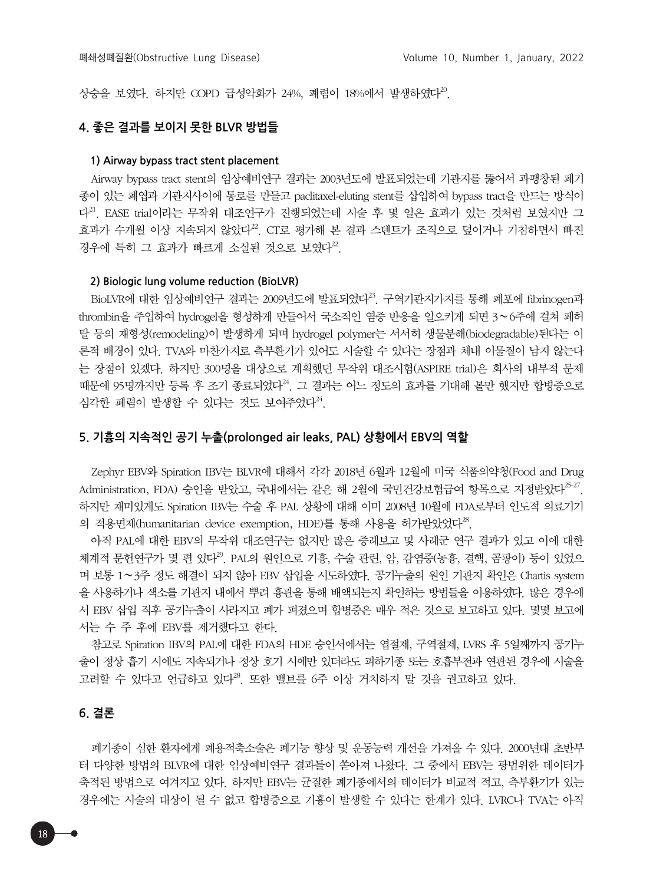상승을 보였다. 하지만 COPD 급성악화가 24%, 폐렴이 18%에서 발생하였다[20].

## 4. 좋은 결과를 보이지 못한 BLVR 방법들

### 1) Airway bypass tract stent placement

Airway bypass tract stent의 임상예비연구 결과는 2003년도에 발표되었는데 기관지를 뚫어서 과팽창된 폐기종이 있는 폐엽과 기관지사이에 통로를 만들고 paclitaxel-eluting stent를 삽입하여 bypass tract을 만드는 방식이다[21]. EASE trial이라는 무작위 대조연구가 진행되었는데 시술 후 몇 일은 효과가 있는 것처럼 보였지만 그 효과가 수개월 이상 지속되지 않았다[22]. CT로 평가해 본 결과 스텐트가 조직으로 덮이거나 기침하면서 빠진 경우에 특히 그 효과가 빠르게 소실된 것으로 보였다[22].

### 2) Biologic lung volume reduction (BioLVR)

BioLVR에 대한 임상예비연구 결과는 2009년도에 발표되었다[23]. 구역기관지가지를 통해 폐포에 fibrinogen과 thrombin을 주입하여 hydrogel을 형성하게 만들어서 국소적인 염증 반응을 일으키게 되면 3~6주에 걸쳐 폐허탈 등의 재형성(remodeling)이 발생하게 되며 hydrogel polymer는 서서히 생물분해(biodegradable)된다는 이론적 배경이 있다. TVA와 마찬가지로 측부환기가 있어도 시술할 수 있다는 장점과 체내 이물질이 남지 않는다는 장점이 있겠다. 하지만 300명을 대상으로 계획했던 무작위 대조시험(ASPIRE trial)은 회사의 내부적 문제 때문에 95명까지만 등록 후 조기 종료되었다[24]. 그 결과는 어느 정도의 효과를 기대해 볼만 했지만 합병증으로 심각한 폐렴이 발생할 수 있다는 것도 보여주었다[24].

## 5. 기흉의 지속적인 공기 누출(prolonged air leaks, PAL) 상황에서 EBV의 역할

Zephyr EBV와 Spiration IBV는 BLVR에 대해서 각각 2018년 6월과 12월에 미국 식품의약청(Food and Drug Administration, FDA) 승인을 받았고, 국내에서는 같은 해 2월에 국민건강보험급여 항목으로 지정받았다[25-27]. 하지만 재미있게도 Spiration IBV는 수술 후 PAL 상황에 대해 이미 2008년 10월에 FDA로부터 인도적 의료기기의 적용면제(humanitarian device exemption, HDE)를 통해 사용을 허가받았었다[28].

아직 PAL에 대한 EBV의 무작위 대조연구는 없지만 많은 증례보고 및 사례군 연구 결과가 있고 이에 대한 체계적 문헌연구가 몇 편 있다[29]. PAL의 원인으로 기흉, 수술 관련, 암, 감염증(농흉, 결핵, 곰팡이) 등이 있었으며 보통 1~3주 정도 해결이 되지 않아 EBV 삽입을 시도하였다. 공기누출의 원인 기관지 확인은 Chartis system을 사용하거나 색소를 기관지 내에서 뿌려 흉관을 통해 배액되는지 확인하는 방법들을 이용하였다. 많은 경우에서 EBV 삽입 직후 공기누출이 사라지고 폐가 펴졌으며 합병증은 매우 적은 것으로 보고하고 있다. 몇몇 보고에서는 수 주 후에 EBV를 제거했다고 한다.

참고로 Spiration IBV의 PAL에 대한 FDA의 HDE 승인서에서는 엽절제, 구역절제, LVRS 후 5일째까지 공기누출이 정상 흡기 시에도 지속되거나 정상 호기 시에만 있더라도 피하기종 또는 호흡부전과 연관된 경우에 시술을 고려할 수 있다고 언급하고 있다[28]. 또한 밸브를 6주 이상 거치하지 말 것을 권고하고 있다.

## 6. 결론

폐기종이 심한 환자에게 폐용적축소술은 폐기능 향상 및 운동능력 개선을 가져올 수 있다. 2000년대 초반부터 다양한 방법의 BLVR에 대한 임상예비연구 결과들이 쏟아져 나왔다. 그 중에서 EBV는 광범위한 데이터가 축적된 방법으로 여겨지고 있다. 하지만 EBV는 균질한 폐기종에서의 데이터가 비교적 적고, 측부환기가 있는 경우에는 시술의 대상이 될 수 없고 합병증으로 기흉이 발생할 수 있다는 한계가 있다. LVRC나 TVA는 아직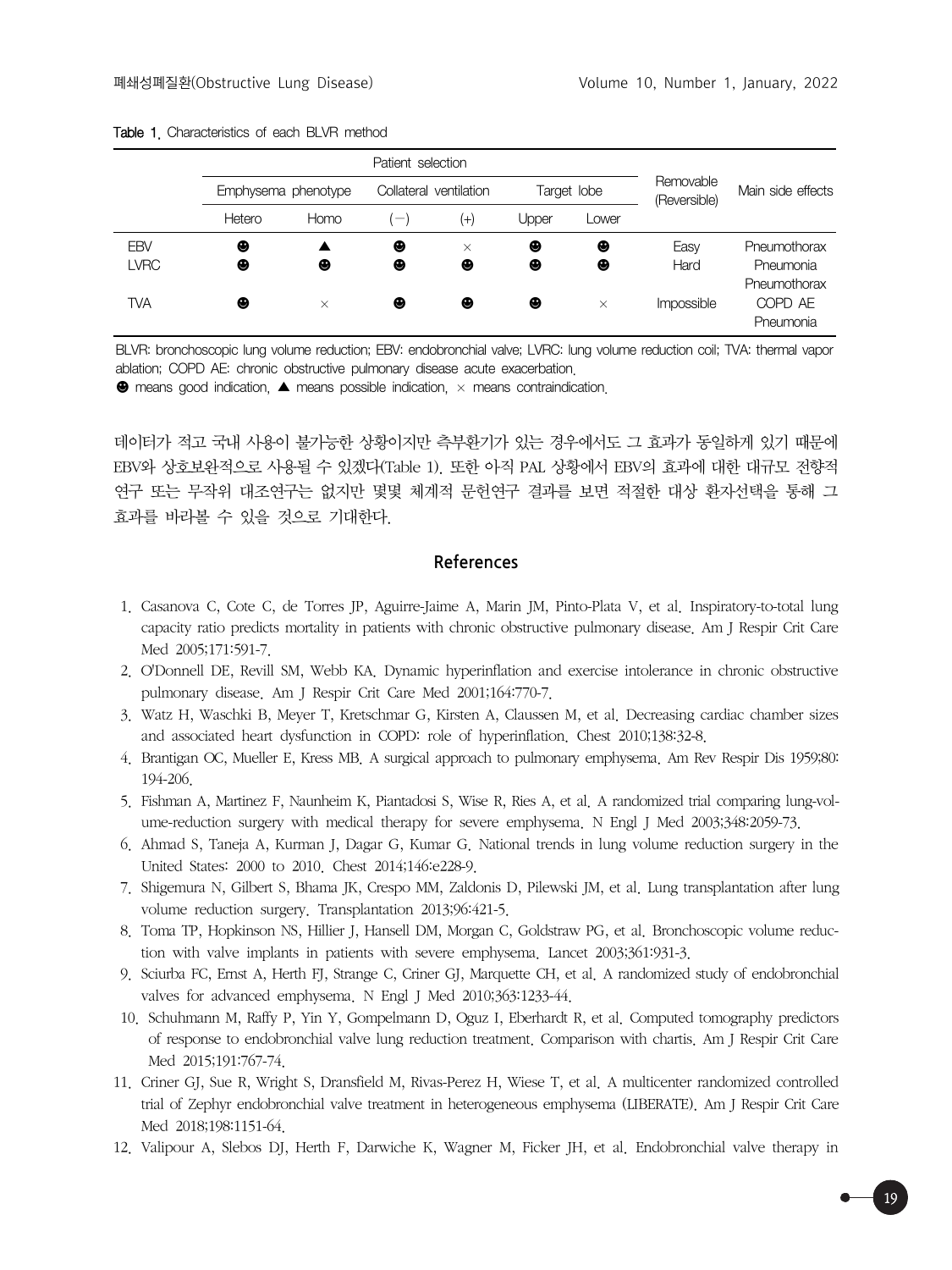Table 1. Characteristics of each BLVR method

| | Patient selection | | | | | | Removable (Reversible) | Main side effects |
|---|---|---|---|---|---|---|---|---|
| | Emphysema phenotype | | Collateral ventilation | | Target lobe | | | |
| | Hetero | Homo | (−) | (+) | Upper | Lower | | |
| EBV | ☻ | ▲ | ☻ | × | ☻ | ☻ | Easy | Pneumothorax |
| LVRC | ☻ | ☻ | ☻ | ☻ | ☻ | ☻ | Hard | Pneumonia Pneumothorax |
| TVA | ☻ | × | ☻ | ☻ | ☻ | × | Impossible | COPD AE Pneumonia |

BLVR: bronchoscopic lung volume reduction; EBV: endobronchial valve; LVRC: lung volume reduction coil; TVA: thermal vapor ablation; COPD AE: chronic obstructive pulmonary disease acute exacerbation.
☻ means good indication, ▲ means possible indication, × means contraindication.

데이터가 적고 국내 사용이 불가능한 상황이지만 측부환기가 있는 경우에서도 그 효과가 동일하게 있기 때문에 EBV와 상호보완적으로 사용될 수 있겠다(Table 1). 또한 아직 PAL 상황에서 EBV의 효과에 대한 대규모 전향적 연구 또는 무작위 대조연구는 없지만 몇몇 체계적 문헌연구 결과를 보면 적절한 대상 환자선택을 통해 그 효과를 바라볼 수 있을 것으로 기대한다.

## References

1. Casanova C, Cote C, de Torres JP, Aguirre-Jaime A, Marin JM, Pinto-Plata V, et al. Inspiratory-to-total lung capacity ratio predicts mortality in patients with chronic obstructive pulmonary disease. Am J Respir Crit Care Med 2005;171:591-7.
2. O'Donnell DE, Revill SM, Webb KA. Dynamic hyperinflation and exercise intolerance in chronic obstructive pulmonary disease. Am J Respir Crit Care Med 2001;164:770-7.
3. Watz H, Waschki B, Meyer T, Kretschmar G, Kirsten A, Claussen M, et al. Decreasing cardiac chamber sizes and associated heart dysfunction in COPD: role of hyperinflation. Chest 2010;138:32-8.
4. Brantigan OC, Mueller E, Kress MB. A surgical approach to pulmonary emphysema. Am Rev Respir Dis 1959;80:194-206.
5. Fishman A, Martinez F, Naunheim K, Piantadosi S, Wise R, Ries A, et al. A randomized trial comparing lung-volume-reduction surgery with medical therapy for severe emphysema. N Engl J Med 2003;348:2059-73.
6. Ahmad S, Taneja A, Kurman J, Dagar G, Kumar G. National trends in lung volume reduction surgery in the United States: 2000 to 2010. Chest 2014;146:e228-9.
7. Shigemura N, Gilbert S, Bhama JK, Crespo MM, Zaldonis D, Pilewski JM, et al. Lung transplantation after lung volume reduction surgery. Transplantation 2013;96:421-5.
8. Toma TP, Hopkinson NS, Hillier J, Hansell DM, Morgan C, Goldstraw PG, et al. Bronchoscopic volume reduction with valve implants in patients with severe emphysema. Lancet 2003;361:931-3.
9. Sciurba FC, Ernst A, Herth FJ, Strange C, Criner GJ, Marquette CH, et al. A randomized study of endobronchial valves for advanced emphysema. N Engl J Med 2010;363:1233-44.
10. Schuhmann M, Raffy P, Yin Y, Gompelmann D, Oguz I, Eberhardt R, et al. Computed tomography predictors of response to endobronchial valve lung reduction treatment. Comparison with chartis. Am J Respir Crit Care Med 2015;191:767-74.
11. Criner GJ, Sue R, Wright S, Dransfield M, Rivas-Perez H, Wiese T, et al. A multicenter randomized controlled trial of Zephyr endobronchial valve treatment in heterogeneous emphysema (LIBERATE). Am J Respir Crit Care Med 2018;198:1151-64.
12. Valipour A, Slebos DJ, Herth F, Darwiche K, Wagner M, Ficker JH, et al. Endobronchial valve therapy in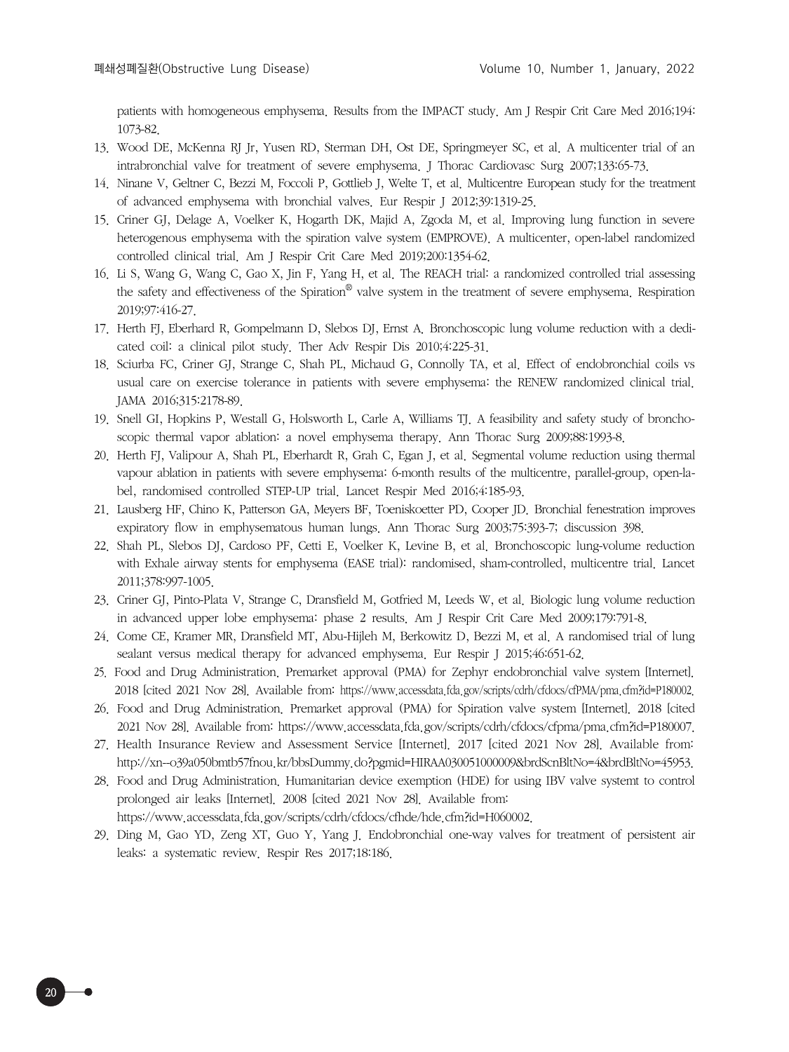patients with homogeneous emphysema. Results from the IMPACT study. Am J Respir Crit Care Med 2016;194:1073-82.

13. Wood DE, McKenna RJ Jr, Yusen RD, Sterman DH, Ost DE, Springmeyer SC, et al. A multicenter trial of an intrabronchial valve for treatment of severe emphysema. J Thorac Cardiovasc Surg 2007;133:65-73.
14. Ninane V, Geltner C, Bezzi M, Foccoli P, Gottlieb J, Welte T, et al. Multicentre European study for the treatment of advanced emphysema with bronchial valves. Eur Respir J 2012;39:1319-25.
15. Criner GJ, Delage A, Voelker K, Hogarth DK, Majid A, Zgoda M, et al. Improving lung function in severe heterogenous emphysema with the spiration valve system (EMPROVE). A multicenter, open-label randomized controlled clinical trial. Am J Respir Crit Care Med 2019;200:1354-62.
16. Li S, Wang G, Wang C, Gao X, Jin F, Yang H, et al. The REACH trial: a randomized controlled trial assessing the safety and effectiveness of the Spiration® valve system in the treatment of severe emphysema. Respiration 2019;97:416-27.
17. Herth FJ, Eberhard R, Gompelmann D, Slebos DJ, Ernst A. Bronchoscopic lung volume reduction with a dedicated coil: a clinical pilot study. Ther Adv Respir Dis 2010;4:225-31.
18. Sciurba FC, Criner GJ, Strange C, Shah PL, Michaud G, Connolly TA, et al. Effect of endobronchial coils vs usual care on exercise tolerance in patients with severe emphysema: the RENEW randomized clinical trial. JAMA 2016;315:2178-89.
19. Snell GI, Hopkins P, Westall G, Holsworth L, Carle A, Williams TJ. A feasibility and safety study of bronchoscopic thermal vapor ablation: a novel emphysema therapy. Ann Thorac Surg 2009;88:1993-8.
20. Herth FJ, Valipour A, Shah PL, Eberhardt R, Grah C, Egan J, et al. Segmental volume reduction using thermal vapour ablation in patients with severe emphysema: 6-month results of the multicentre, parallel-group, open-label, randomised controlled STEP-UP trial. Lancet Respir Med 2016;4:185-93.
21. Lausberg HF, Chino K, Patterson GA, Meyers BF, Toeniskoetter PD, Cooper JD. Bronchial fenestration improves expiratory flow in emphysematous human lungs. Ann Thorac Surg 2003;75:393-7; discussion 398.
22. Shah PL, Slebos DJ, Cardoso PF, Cetti E, Voelker K, Levine B, et al. Bronchoscopic lung-volume reduction with Exhale airway stents for emphysema (EASE trial): randomised, sham-controlled, multicentre trial. Lancet 2011;378:997-1005.
23. Criner GJ, Pinto-Plata V, Strange C, Dransfield M, Gotfried M, Leeds W, et al. Biologic lung volume reduction in advanced upper lobe emphysema: phase 2 results. Am J Respir Crit Care Med 2009;179:791-8.
24. Come CE, Kramer MR, Dransfield MT, Abu-Hijleh M, Berkowitz D, Bezzi M, et al. A randomised trial of lung sealant versus medical therapy for advanced emphysema. Eur Respir J 2015;46:651-62.
25. Food and Drug Administration. Premarket approval (PMA) for Zephyr endobronchial valve system [Internet]. 2018 [cited 2021 Nov 28]. Available from: https://www.accessdata.fda.gov/scripts/cdrh/cfdocs/cfPMA/pma.cfm?id=P180002.
26. Food and Drug Administration. Premarket approval (PMA) for Spiration valve system [Internet]. 2018 [cited 2021 Nov 28]. Available from: https://www.accessdata.fda.gov/scripts/cdrh/cfdocs/cfpma/pma.cfm?id=P180007.
27. Health Insurance Review and Assessment Service [Internet]. 2017 [cited 2021 Nov 28]. Available from: http://xn--o39a050bmtb57fnou.kr/bbsDummy.do?pgmid=HIRAA030051000009&brdScnBltNo=4&brdBltNo=45953.
28. Food and Drug Administration. Humanitarian device exemption (HDE) for using IBV valve systemt to control prolonged air leaks [Internet]. 2008 [cited 2021 Nov 28]. Available from: https://www.accessdata.fda.gov/scripts/cdrh/cfdocs/cfhde/hde.cfm?id=H060002.
29. Ding M, Gao YD, Zeng XT, Guo Y, Yang J. Endobronchial one-way valves for treatment of persistent air leaks: a systematic review. Respir Res 2017;18:186.